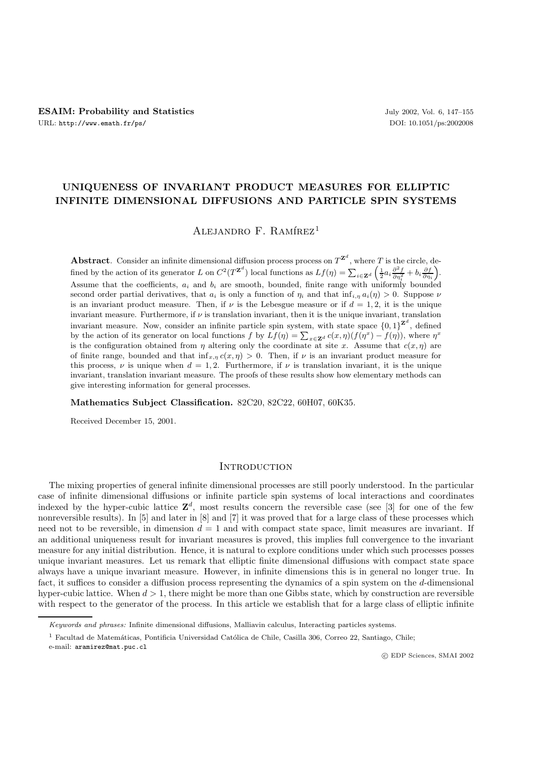# UNIQUENESS OF INVARIANT PRODUCT MEASURES FOR ELLIPTIC INFINITE DIMENSIONAL DIFFUSIONS AND PARTICLE SPIN SYSTEMS

Alejandro F. Ramírez[1]

**Abstract**. Consider an infinite dimensional diffusion process process on $T^{\mathbf{Z}^d}$, where $T$ is the circle, defined by the action of its generator $L$ on $C^2(T^{\mathbf{Z}^d})$ local functions as $Lf(\eta) = \sum_{i \in \mathbf{Z}^d} \left( \frac{1}{2} a_i \frac{\partial^2 f}{\partial \eta_i^2} + b_i \frac{\partial f}{\partial \eta_i} \right)$. Assume that the coefficients, $a_i$ and $b_i$ are smooth, bounded, finite range with uniformly bounded second order partial derivatives, that $a_i$ is only a function of $\eta_i$ and that $\inf_{i,\eta} a_i(\eta) > 0$. Suppose $\nu$ is an invariant product measure. Then, if $\nu$ is the Lebesgue measure or if $d = 1, 2$, it is the unique invariant measure. Furthermore, if $\nu$ is translation invariant, then it is the unique invariant, translation invariant measure. Now, consider an infinite particle spin system, with state space $\{0,1\}^{\mathbf{Z}^d}$, defined by the action of its generator on local functions $f$ by $Lf(\eta) = \sum_{x \in \mathbf{Z}^d} c(x, \eta)(f(\eta^x) - f(\eta))$, where $\eta^x$ is the configuration obtained from $\eta$ altering only the coordinate at site $x$. Assume that $c(x, \eta)$ are of finite range, bounded and that $\inf_{x,\eta} c(x, \eta) > 0$. Then, if $\nu$ is an invariant product measure for this process, $\nu$ is unique when $d = 1, 2$. Furthermore, if $\nu$ is translation invariant, it is the unique invariant, translation invariant measure. The proofs of these results show how elementary methods can give interesting information for general processes.

**Mathematics Subject Classification.** 82C20, 82C22, 60H07, 60K35.

Received December 15, 2001.

## Introduction

The mixing properties of general infinite dimensional processes are still poorly understood. In the particular case of infinite dimensional diffusions or infinite particle spin systems of local interactions and coordinates indexed by the hyper-cubic lattice $\mathbf{Z}^d$, most results concern the reversible case (see [3] for one of the few nonreversible results). In [5] and later in [8] and [7] it was proved that for a large class of these processes which need not to be reversible, in dimension $d = 1$ and with compact state space, limit measures are invariant. If an additional uniqueness result for invariant measures is proved, this implies full convergence to the invariant measure for any initial distribution. Hence, it is natural to explore conditions under which such processes posses unique invariant measures. Let us remark that elliptic finite dimensional diffusions with compact state space always have a unique invariant measure. However, in infinite dimensions this is in general no longer true. In fact, it suffices to consider a diffusion process representing the dynamics of a spin system on the $d$-dimensional hyper-cubic lattice. When $d > 1$, there might be more than one Gibbs state, which by construction are reversible with respect to the generator of the process. In this article we establish that for a large class of elliptic infinite

---

*Keywords and phrases:* Infinite dimensional diffusions, Malliavin calculus, Interacting particles systems.

[1] Facultad de Matemáticas, Pontificia Universidad Católica de Chile, Casilla 306, Correo 22, Santiago, Chile; e-mail: aramirez@mat.puc.cl

© EDP Sciences, SMAI 2002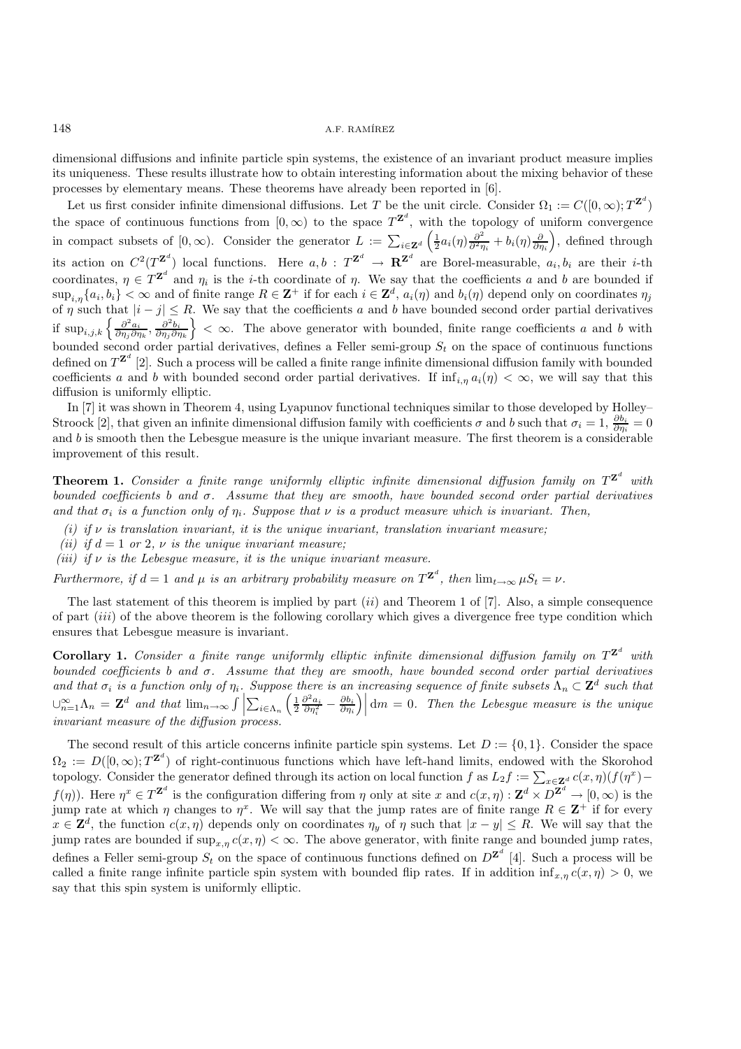dimensional diffusions and infinite particle spin systems, the existence of an invariant product measure implies its uniqueness. These results illustrate how to obtain interesting information about the mixing behavior of these processes by elementary means. These theorems have already been reported in [6].

Let us first consider infinite dimensional diffusions. Let $T$ be the unit circle. Consider $\Omega_1 := C([0,\infty); T^{\mathbf{Z}^d})$ the space of continuous functions from $[0,\infty)$ to the space $T^{\mathbf{Z}^d}$, with the topology of uniform convergence in compact subsets of $[0,\infty)$. Consider the generator $L := \sum_{i\in\mathbf{Z}^d}\left(\frac{1}{2}a_i(\eta)\frac{\partial^2}{\partial^2\eta_i} + b_i(\eta)\frac{\partial}{\partial\eta_i}\right)$, defined through its action on $C^2(T^{\mathbf{Z}^d})$ local functions. Here $a, b : T^{\mathbf{Z}^d} \to \mathbf{R}^{\mathbf{Z}^d}$ are Borel-measurable, $a_i, b_i$ are their $i$-th coordinates, $\eta \in T^{\mathbf{Z}^d}$ and $\eta_i$ is the $i$-th coordinate of $\eta$. We say that the coefficients $a$ and $b$ are bounded if $\sup_{i,\eta}\{a_i, b_i\} < \infty$ and of finite range $R \in \mathbf{Z}^+$ if for each $i \in \mathbf{Z}^d$, $a_i(\eta)$ and $b_i(\eta)$ depend only on coordinates $\eta_j$ of $\eta$ such that $|i-j| \le R$. We say that the coefficients $a$ and $b$ have bounded second order partial derivatives if $\sup_{i,j,k}\left\{\frac{\partial^2 a_i}{\partial\eta_j\partial\eta_k}, \frac{\partial^2 b_i}{\partial\eta_j\partial\eta_k}\right\} < \infty$. The above generator with bounded, finite range coefficients $a$ and $b$ with bounded second order partial derivatives, defines a Feller semi-group $S_t$ on the space of continuous functions defined on $T^{\mathbf{Z}^d}$ [2]. Such a process will be called a finite range infinite dimensional diffusion family with bounded coefficients $a$ and $b$ with bounded second order partial derivatives. If $\inf_{i,\eta} a_i(\eta) < \infty$, we will say that this diffusion is uniformly elliptic.

In [7] it was shown in Theorem 4, using Lyapunov functional techniques similar to those developed by Holley–Stroock [2], that given an infinite dimensional diffusion family with coefficients $\sigma$ and $b$ such that $\sigma_i = 1$, $\frac{\partial b_i}{\partial\eta_i} = 0$ and $b$ is smooth then the Lebesgue measure is the unique invariant measure. The first theorem is a considerable improvement of this result.

**Theorem 1.** *Consider a finite range uniformly elliptic infinite dimensional diffusion family on $T^{\mathbf{Z}^d}$ with bounded coefficients $b$ and $\sigma$. Assume that they are smooth, have bounded second order partial derivatives and that $\sigma_i$ is a function only of $\eta_i$. Suppose that $\nu$ is a product measure which is invariant. Then,*

*(i) if $\nu$ is translation invariant, it is the unique invariant, translation invariant measure;*

*(ii) if $d = 1$ or $2$, $\nu$ is the unique invariant measure;*

*(iii) if $\nu$ is the Lebesgue measure, it is the unique invariant measure.*

*Furthermore, if $d = 1$ and $\mu$ is an arbitrary probability measure on $T^{\mathbf{Z}^d}$, then $\lim_{t\to\infty}\mu S_t = \nu$.*

The last statement of this theorem is implied by part *(ii)* and Theorem 1 of [7]. Also, a simple consequence of part *(iii)* of the above theorem is the following corollary which gives a divergence free type condition which ensures that Lebesgue measure is invariant.

**Corollary 1.** *Consider a finite range uniformly elliptic infinite dimensional diffusion family on $T^{\mathbf{Z}^d}$ with bounded coefficients $b$ and $\sigma$. Assume that they are smooth, have bounded second order partial derivatives and that $\sigma_i$ is a function only of $\eta_i$. Suppose there is an increasing sequence of finite subsets $\Lambda_n \subset \mathbf{Z}^d$ such that $\cup_{n=1}^{\infty}\Lambda_n = \mathbf{Z}^d$ and that $\lim_{n\to\infty}\int\left|\sum_{i\in\Lambda_n}\left(\frac{1}{2}\frac{\partial^2 a_i}{\partial\eta_i^2} - \frac{\partial b_i}{\partial\eta_i}\right)\right|\mathrm{d}m = 0$. Then the Lebesgue measure is the unique invariant measure of the diffusion process.*

The second result of this article concerns infinite particle spin systems. Let $D := \{0,1\}$. Consider the space $\Omega_2 := D([0,\infty); T^{\mathbf{Z}^d})$ of right-continuous functions which have left-hand limits, endowed with the Skorohod topology. Consider the generator defined through its action on local function $f$ as $L_2 f := \sum_{x\in\mathbf{Z}^d} c(x,\eta)(f(\eta^x) - f(\eta))$. Here $\eta^x \in T^{\mathbf{Z}^d}$ is the configuration differing from $\eta$ only at site $x$ and $c(x,\eta) : \mathbf{Z}^d \times D^{\mathbf{Z}^d} \to [0,\infty)$ is the jump rate at which $\eta$ changes to $\eta^x$. We will say that the jump rates are of finite range $R \in \mathbf{Z}^+$ if for every $x \in \mathbf{Z}^d$, the function $c(x,\eta)$ depends only on coordinates $\eta_y$ of $\eta$ such that $|x-y| \le R$. We will say that the jump rates are bounded if $\sup_{x,\eta} c(x,\eta) < \infty$. The above generator, with finite range and bounded jump rates, defines a Feller semi-group $S_t$ on the space of continuous functions defined on $D^{\mathbf{Z}^d}$ [4]. Such a process will be called a finite range infinite particle spin system with bounded flip rates. If in addition $\inf_{x,\eta} c(x,\eta) > 0$, we say that this spin system is uniformly elliptic.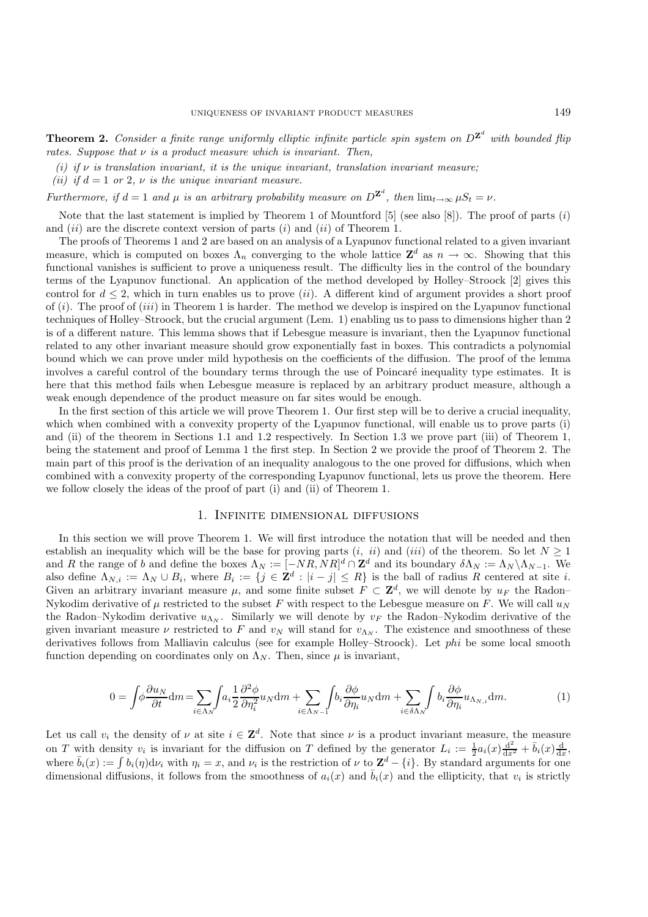**Theorem 2.** *Consider a finite range uniformly elliptic infinite particle spin system on $D^{\mathbf{Z}^d}$ with bounded flip rates. Suppose that $\nu$ is a product measure which is invariant. Then,*

*(i) if $\nu$ is translation invariant, it is the unique invariant, translation invariant measure;*
*(ii) if $d = 1$ or $2$, $\nu$ is the unique invariant measure.*

*Furthermore, if $d = 1$ and $\mu$ is an arbitrary probability measure on $D^{\mathbf{Z}^d}$, then $\lim_{t\to\infty} \mu S_t = \nu$.*

Note that the last statement is implied by Theorem 1 of Mountford [5] (see also [8]). The proof of parts $(i)$ and $(ii)$ are the discrete context version of parts $(i)$ and $(ii)$ of Theorem 1.

The proofs of Theorems 1 and 2 are based on an analysis of a Lyapunov functional related to a given invariant measure, which is computed on boxes $\Lambda_n$ converging to the whole lattice $\mathbf{Z}^d$ as $n \to \infty$. Showing that this functional vanishes is sufficient to prove a uniqueness result. The difficulty lies in the control of the boundary terms of the Lyapunov functional. An application of the method developed by Holley–Stroock [2] gives this control for $d \leq 2$, which in turn enables us to prove $(ii)$. A different kind of argument provides a short proof of $(i)$. The proof of $(iii)$ in Theorem 1 is harder. The method we develop is inspired on the Lyapunov functional techniques of Holley–Stroock, but the crucial argument (Lem. 1) enabling us to pass to dimensions higher than 2 is of a different nature. This lemma shows that if Lebesgue measure is invariant, then the Lyapunov functional related to any other invariant measure should grow exponentially fast in boxes. This contradicts a polynomial bound which we can prove under mild hypothesis on the coefficients of the diffusion. The proof of the lemma involves a careful control of the boundary terms through the use of Poincaré inequality type estimates. It is here that this method fails when Lebesgue measure is replaced by an arbitrary product measure, although a weak enough dependence of the product measure on far sites would be enough.

In the first section of this article we will prove Theorem 1. Our first step will be to derive a crucial inequality, which when combined with a convexity property of the Lyapunov functional, will enable us to prove parts (i) and (ii) of the theorem in Sections 1.1 and 1.2 respectively. In Section 1.3 we prove part (iii) of Theorem 1, being the statement and proof of Lemma 1 the first step. In Section 2 we provide the proof of Theorem 2. The main part of this proof is the derivation of an inequality analogous to the one proved for diffusions, which when combined with a convexity property of the corresponding Lyapunov functional, lets us prove the theorem. Here we follow closely the ideas of the proof of part (i) and (ii) of Theorem 1.

## 1. Infinite dimensional diffusions

In this section we will prove Theorem 1. We will first introduce the notation that will be needed and then establish an inequality which will be the base for proving parts $(i,\ ii)$ and $(iii)$ of the theorem. So let $N \geq 1$ and $R$ the range of $b$ and define the boxes $\Lambda_N := [-NR, NR]^d \cap \mathbf{Z}^d$ and its boundary $\delta\Lambda_N := \Lambda_N \backslash \Lambda_{N-1}$. We also define $\Lambda_{N,i} := \Lambda_N \cup B_i$, where $B_i := \{j \in \mathbf{Z}^d : |i - j| \leq R\}$ is the ball of radius $R$ centered at site $i$. Given an arbitrary invariant measure $\mu$, and some finite subset $F \subset \mathbf{Z}^d$, we will denote by $u_F$ the Radon–Nykodim derivative of $\mu$ restricted to the subset $F$ with respect to the Lebesgue measure on $F$. We will call $u_N$ the Radon–Nykodim derivative $u_{\Lambda_N}$. Similarly we will denote by $v_F$ the Radon–Nykodim derivative of the given invariant measure $\nu$ restricted to $F$ and $v_N$ will stand for $v_{\Lambda_N}$. The existence and smoothness of these derivatives follows from Malliavin calculus (see for example Holley–Stroock). Let *phi* be some local smooth function depending on coordinates only on $\Lambda_N$. Then, since $\mu$ is invariant,

$$0 = \int \phi \frac{\partial u_N}{\partial t} \mathrm{d}m = \sum_{i\in\Lambda_N} \int a_i \frac{1}{2} \frac{\partial^2 \phi}{\partial \eta_i^2} u_N \mathrm{d}m + \sum_{i\in\Lambda_{N-1}} \int b_i \frac{\partial \phi}{\partial \eta_i} u_N \mathrm{d}m + \sum_{i\in\delta\Lambda_N} \int b_i \frac{\partial \phi}{\partial \eta_i} u_{\Lambda_{N,i}} \mathrm{d}m. \tag{1}$$

Let us call $v_i$ the density of $\nu$ at site $i \in \mathbf{Z}^d$. Note that since $\nu$ is a product invariant measure, the measure on $T$ with density $v_i$ is invariant for the diffusion on $T$ defined by the generator $L_i := \frac{1}{2} a_i(x) \frac{\mathrm{d}^2}{\mathrm{d}x^2} + \bar{b}_i(x) \frac{\mathrm{d}}{\mathrm{d}x}$, where $\bar{b}_i(x) := \int b_i(\eta) \mathrm{d}\nu_i$ with $\eta_i = x$, and $\nu_i$ is the restriction of $\nu$ to $\mathbf{Z}^d - \{i\}$. By standard arguments for one dimensional diffusions, it follows from the smoothness of $a_i(x)$ and $\bar{b}_i(x)$ and the ellipticity, that $v_i$ is strictly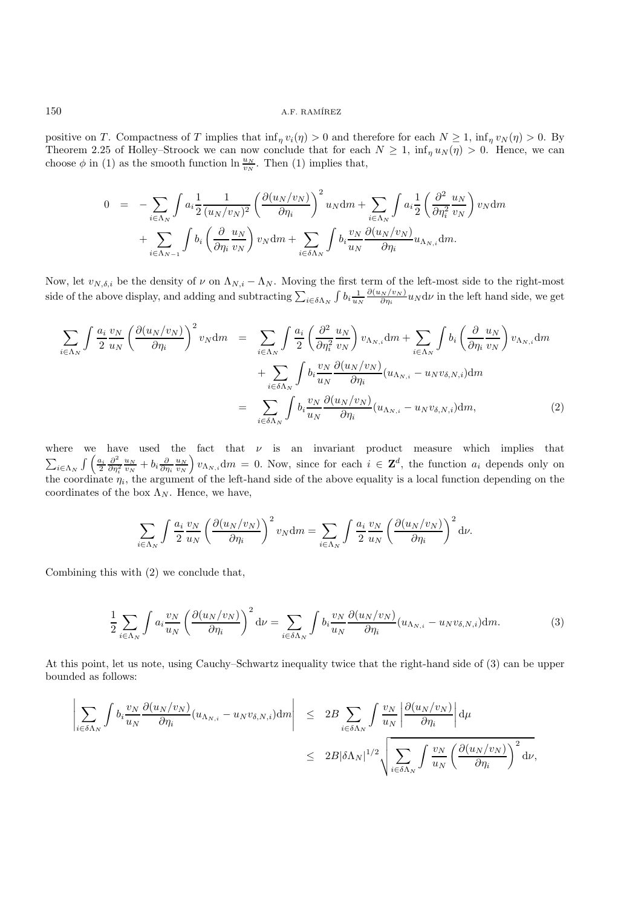positive on $T$. Compactness of $T$ implies that $\inf_\eta v_i(\eta) > 0$ and therefore for each $N \geq 1$, $\inf_\eta v_N(\eta) > 0$. By Theorem 2.25 of Holley–Stroock we can now conclude that for each $N \geq 1$, $\inf_\eta u_N(\eta) > 0$. Hence, we can choose $\phi$ in (1) as the smooth function $\ln \frac{u_N}{v_N}$. Then (1) implies that,

$$
\begin{aligned}
0 \;=\; & -\sum_{i\in\Lambda_N}\int a_i \frac{1}{2}\frac{1}{(u_N/v_N)^2}\left(\frac{\partial (u_N/v_N)}{\partial \eta_i}\right)^2 u_N \mathrm{d}m + \sum_{i\in\Lambda_N}\int a_i \frac{1}{2}\left(\frac{\partial^2}{\partial \eta_i^2}\frac{u_N}{v_N}\right) v_N \mathrm{d}m \\
& + \sum_{i\in\Lambda_{N-1}}\int b_i \left(\frac{\partial}{\partial \eta_i}\frac{u_N}{v_N}\right) v_N \mathrm{d}m + \sum_{i\in\delta\Lambda_N}\int b_i \frac{v_N}{u_N}\frac{\partial (u_N/v_N)}{\partial \eta_i} u_{\Lambda_{N,i}} \mathrm{d}m.
\end{aligned}
$$

Now, let $v_{N,\delta,i}$ be the density of $\nu$ on $\Lambda_{N,i} - \Lambda_N$. Moving the first term of the left-most side to the right-most side of the above display, and adding and subtracting $\sum_{i\in\delta\Lambda_N}\int b_i \frac{1}{u_N}\frac{\partial(u_N/v_N)}{\partial\eta_i} u_N \mathrm{d}\nu$ in the left hand side, we get

$$
\begin{aligned}
\sum_{i\in\Lambda_N}\int \frac{a_i}{2}\frac{v_N}{u_N}\left(\frac{\partial (u_N/v_N)}{\partial \eta_i}\right)^2 v_N \mathrm{d}m \;&=\; \sum_{i\in\Lambda_N}\int \frac{a_i}{2}\left(\frac{\partial^2}{\partial \eta_i^2}\frac{u_N}{v_N}\right) v_{\Lambda_{N,i}} \mathrm{d}m + \sum_{i\in\Lambda_N}\int b_i \left(\frac{\partial}{\partial \eta_i}\frac{u_N}{v_N}\right) v_{\Lambda_{N,i}} \mathrm{d}m \\
& \quad + \sum_{i\in\delta\Lambda_N}\int b_i \frac{v_N}{u_N}\frac{\partial (u_N/v_N)}{\partial \eta_i}(u_{\Lambda_{N,i}} - u_N v_{\delta,N,i}) \mathrm{d}m \\
&=\; \sum_{i\in\delta\Lambda_N}\int b_i \frac{v_N}{u_N}\frac{\partial (u_N/v_N)}{\partial \eta_i}(u_{\Lambda_{N,i}} - u_N v_{\delta,N,i}) \mathrm{d}m, \qquad (2)
\end{aligned}
$$

where we have used the fact that $\nu$ is an invariant product measure which implies that $\sum_{i\in\Lambda_N}\int \left(\frac{a_i}{2}\frac{\partial^2}{\partial\eta_i^2}\frac{u_N}{v_N} + b_i \frac{\partial}{\partial\eta_i}\frac{u_N}{v_N}\right) v_{\Lambda_{N,i}} \mathrm{d}m = 0$. Now, since for each $i \in \mathbf{Z}^d$, the function $a_i$ depends only on the coordinate $\eta_i$, the argument of the left-hand side of the above equality is a local function depending on the coordinates of the box $\Lambda_N$. Hence, we have,

$$
\sum_{i\in\Lambda_N}\int \frac{a_i}{2}\frac{v_N}{u_N}\left(\frac{\partial (u_N/v_N)}{\partial \eta_i}\right)^2 v_N \mathrm{d}m = \sum_{i\in\Lambda_N}\int \frac{a_i}{2}\frac{v_N}{u_N}\left(\frac{\partial (u_N/v_N)}{\partial \eta_i}\right)^2 \mathrm{d}\nu.
$$

Combining this with (2) we conclude that,

$$
\frac{1}{2}\sum_{i\in\Lambda_N}\int a_i \frac{v_N}{u_N}\left(\frac{\partial (u_N/v_N)}{\partial \eta_i}\right)^2 \mathrm{d}\nu = \sum_{i\in\delta\Lambda_N}\int b_i \frac{v_N}{u_N}\frac{\partial (u_N/v_N)}{\partial \eta_i}(u_{\Lambda_{N,i}} - u_N v_{\delta,N,i}) \mathrm{d}m. \qquad (3)
$$

At this point, let us note, using Cauchy–Schwartz inequality twice that the right-hand side of (3) can be upper bounded as follows:

$$
\begin{aligned}
\left|\sum_{i\in\delta\Lambda_N}\int b_i \frac{v_N}{u_N}\frac{\partial (u_N/v_N)}{\partial \eta_i}(u_{\Lambda_{N,i}} - u_N v_{\delta,N,i}) \mathrm{d}m\right| \;&\leq\; 2B\sum_{i\in\delta\Lambda_N}\int \frac{v_N}{u_N}\left|\frac{\partial (u_N/v_N)}{\partial \eta_i}\right| \mathrm{d}\mu \\
&\leq\; 2B|\delta\Lambda_N|^{1/2}\sqrt{\sum_{i\in\delta\Lambda_N}\int \frac{v_N}{u_N}\left(\frac{\partial (u_N/v_N)}{\partial \eta_i}\right)^2 \mathrm{d}\nu},
\end{aligned}
$$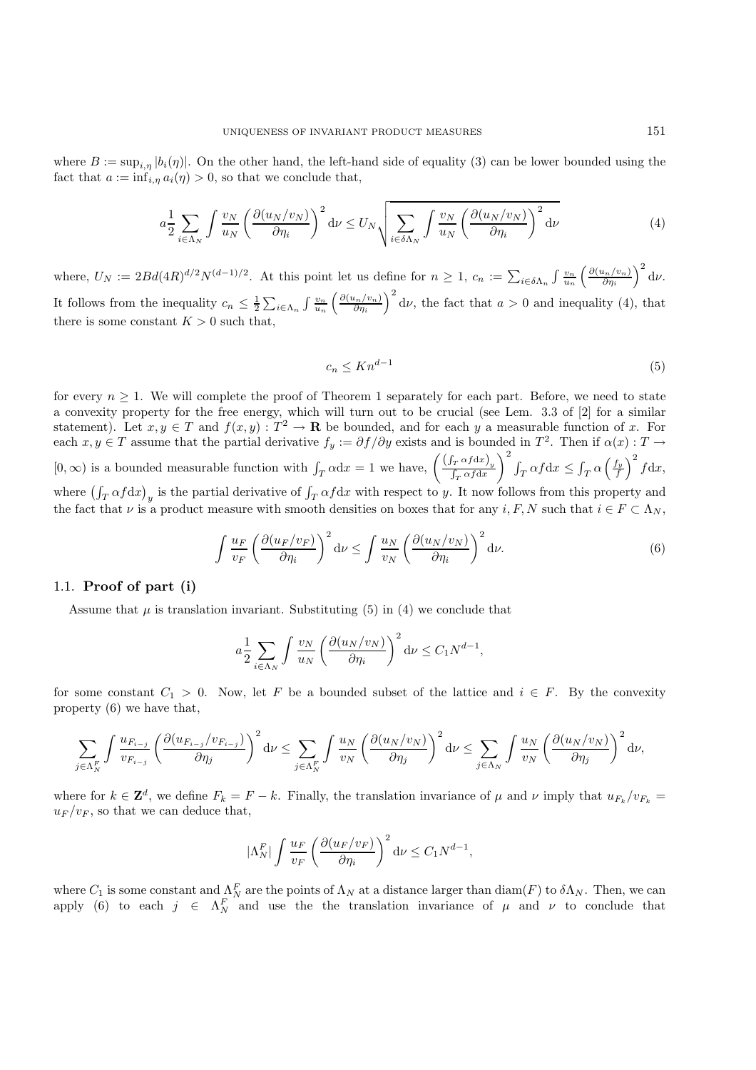where $B := \sup_{i,\eta} |b_i(\eta)|$. On the other hand, the left-hand side of equality (3) can be lower bounded using the fact that $a := \inf_{i,\eta} a_i(\eta) > 0$, so that we conclude that,

$$a\frac{1}{2}\sum_{i\in\Lambda_N}\int \frac{v_N}{u_N}\left(\frac{\partial(u_N/v_N)}{\partial\eta_i}\right)^2 \mathrm{d}\nu \le U_N\sqrt{\sum_{i\in\delta\Lambda_N}\int \frac{v_N}{u_N}\left(\frac{\partial(u_N/v_N)}{\partial\eta_i}\right)^2 \mathrm{d}\nu} \tag{4}$$

where, $U_N := 2Bd(4R)^{d/2}N^{(d-1)/2}$. At this point let us define for $n \ge 1$, $c_n := \sum_{i\in\delta\Lambda_n}\int \frac{v_n}{u_n}\left(\frac{\partial(u_n/v_n)}{\partial\eta_i}\right)^2 \mathrm{d}\nu$. It follows from the inequality $c_n \le \frac{1}{2}\sum_{i\in\Lambda_n}\int \frac{v_n}{u_n}\left(\frac{\partial(u_n/v_n)}{\partial\eta_i}\right)^2 \mathrm{d}\nu$, the fact that $a > 0$ and inequality (4), that there is some constant $K > 0$ such that,

$$c_n \le Kn^{d-1} \tag{5}$$

for every $n \ge 1$. We will complete the proof of Theorem 1 separately for each part. Before, we need to state a convexity property for the free energy, which will turn out to be crucial (see Lem. 3.3 of [2] for a similar statement). Let $x, y \in T$ and $f(x,y) : T^2 \to \mathbf{R}$ be bounded, and for each $y$ a measurable function of $x$. For each $x, y \in T$ assume that the partial derivative $f_y := \partial f/\partial y$ exists and is bounded in $T^2$. Then if $\alpha(x) : T \to [0,\infty)$ is a bounded measurable function with $\int_T \alpha \mathrm{d}x = 1$ we have, $\left(\frac{\left(\int_T \alpha f \mathrm{d}x\right)_y}{\int_T \alpha f \mathrm{d}x}\right)^2 \int_T \alpha f \mathrm{d}x \le \int_T \alpha\left(\frac{f_y}{f}\right)^2 f \mathrm{d}x$, where $\left(\int_T \alpha f \mathrm{d}x\right)_y$ is the partial derivative of $\int_T \alpha f \mathrm{d}x$ with respect to $y$. It now follows from this property and the fact that $\nu$ is a product measure with smooth densities on boxes that for any $i, F, N$ such that $i \in F \subset \Lambda_N$,

$$\int \frac{u_F}{v_F}\left(\frac{\partial(u_F/v_F)}{\partial\eta_i}\right)^2 \mathrm{d}\nu \le \int \frac{u_N}{v_N}\left(\frac{\partial(u_N/v_N)}{\partial\eta_i}\right)^2 \mathrm{d}\nu. \tag{6}$$

## 1.1. Proof of part (i)

Assume that $\mu$ is translation invariant. Substituting (5) in (4) we conclude that

$$a\frac{1}{2}\sum_{i\in\Lambda_N}\int \frac{v_N}{u_N}\left(\frac{\partial(u_N/v_N)}{\partial\eta_i}\right)^2 \mathrm{d}\nu \le C_1 N^{d-1},$$

for some constant $C_1 > 0$. Now, let $F$ be a bounded subset of the lattice and $i \in F$. By the convexity property (6) we have that,

$$\sum_{j\in\Lambda_N^F}\int \frac{u_{F_{i-j}}}{v_{F_{i-j}}}\left(\frac{\partial(u_{F_{i-j}}/v_{F_{i-j}})}{\partial\eta_j}\right)^2 \mathrm{d}\nu \le \sum_{j\in\Lambda_N^F}\int \frac{u_N}{v_N}\left(\frac{\partial(u_N/v_N)}{\partial\eta_j}\right)^2 \mathrm{d}\nu \le \sum_{j\in\Lambda_N}\int \frac{u_N}{v_N}\left(\frac{\partial(u_N/v_N)}{\partial\eta_j}\right)^2 \mathrm{d}\nu,$$

where for $k \in \mathbf{Z}^d$, we define $F_k = F - k$. Finally, the translation invariance of $\mu$ and $\nu$ imply that $u_{F_k}/v_{F_k} = u_F/v_F$, so that we can deduce that,

$$|\Lambda_N^F|\int \frac{u_F}{v_F}\left(\frac{\partial(u_F/v_F)}{\partial\eta_i}\right)^2 \mathrm{d}\nu \le C_1 N^{d-1},$$

where $C_1$ is some constant and $\Lambda_N^F$ are the points of $\Lambda_N$ at a distance larger than $\mathrm{diam}(F)$ to $\delta\Lambda_N$. Then, we can apply (6) to each $j \in \Lambda_N^F$ and use the the translation invariance of $\mu$ and $\nu$ to conclude that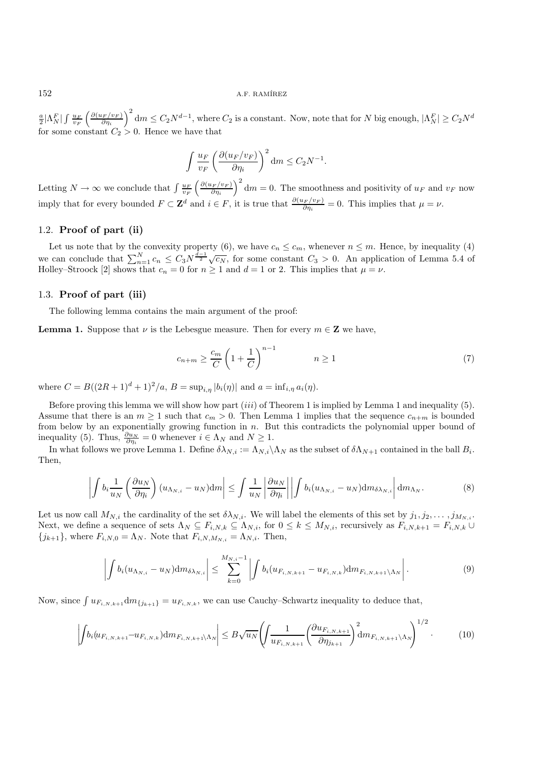$\frac{a}{2}|\Lambda_N^F| \int \frac{u_F}{v_F} \left(\frac{\partial (u_F/v_F)}{\partial \eta_i}\right)^2 \mathrm{d}m \leq C_2 N^{d-1}$, where $C_2$ is a constant. Now, note that for $N$ big enough, $|\Lambda_N^F| \geq C_2 N^d$ for some constant $C_2 > 0$. Hence we have that

$$\int \frac{u_F}{v_F} \left(\frac{\partial (u_F/v_F)}{\partial \eta_i}\right)^2 \mathrm{d}m \leq C_2 N^{-1}.$$

Letting $N \to \infty$ we conclude that $\int \frac{u_F}{v_F} \left(\frac{\partial (u_F/v_F)}{\partial \eta_i}\right)^2 \mathrm{d}m = 0$. The smoothness and positivity of $u_F$ and $v_F$ now imply that for every bounded $F \subset \mathbf{Z}^d$ and $i \in F$, it is true that $\frac{\partial (u_F/v_F)}{\partial \eta_i} = 0$. This implies that $\mu = \nu$.

## 1.2. **Proof of part (ii)**

Let us note that by the convexity property (6), we have $c_n \leq c_m$, whenever $n \leq m$. Hence, by inequality (4) we can conclude that $\sum_{n=1}^{N} c_n \leq C_3 N^{\frac{d-1}{2}} \sqrt{c_N}$, for some constant $C_3 > 0$. An application of Lemma 5.4 of Holley–Stroock [2] shows that $c_n = 0$ for $n \geq 1$ and $d = 1$ or 2. This implies that $\mu = \nu$.

## 1.3. **Proof of part (iii)**

The following lemma contains the main argument of the proof:

**Lemma 1.** Suppose that $\nu$ is the Lebesgue measure. Then for every $m \in \mathbf{Z}$ we have,

$$c_{n+m} \geq \frac{c_m}{C} \left(1 + \frac{1}{C}\right)^{n-1} \qquad n \geq 1 \tag{7}$$

where $C = B((2R+1)^d + 1)^2/a$, $B = \sup_{i,\eta} |b_i(\eta)|$ and $a = \inf_{i,\eta} a_i(\eta)$.

Before proving this lemma we will show how part $(iii)$ of Theorem 1 is implied by Lemma 1 and inequality (5). Assume that there is an $m \geq 1$ such that $c_m > 0$. Then Lemma 1 implies that the sequence $c_{n+m}$ is bounded from below by an exponentially growing function in $n$. But this contradicts the polynomial upper bound of inequality (5). Thus, $\frac{\partial u_N}{\partial \eta_i} = 0$ whenever $i \in \Lambda_N$ and $N \geq 1$.

In what follows we prove Lemma 1. Define $\delta\lambda_{N,i} := \Lambda_{N,i} \backslash \Lambda_N$ as the subset of $\delta\Lambda_{N+1}$ contained in the ball $B_i$. Then,

$$\left| \int b_i \frac{1}{u_N} \left(\frac{\partial u_N}{\partial \eta_i}\right) (u_{\Lambda_{N,i}} - u_N) \mathrm{d}m \right| \leq \int \frac{1}{u_N} \left|\frac{\partial u_N}{\partial \eta_i}\right| \left| \int b_i (u_{\Lambda_{N,i}} - u_N) \mathrm{d}m_{\delta\lambda_{N,i}} \right| \mathrm{d}m_{\Lambda_N}. \tag{8}$$

Let us now call $M_{N,i}$ the cardinality of the set $\delta\lambda_{N,i}$. We will label the elements of this set by $j_1, j_2, \ldots, j_{M_{N,i}}$. Next, we define a sequence of sets $\Lambda_N \subseteq F_{i,N,k} \subseteq \Lambda_{N,i}$, for $0 \leq k \leq M_{N,i}$, recursively as $F_{i,N,k+1} = F_{i,N,k} \cup \{j_{k+1}\}$, where $F_{i,N,0} = \Lambda_N$. Note that $F_{i,N,M_{N,i}} = \Lambda_{N,i}$. Then,

$$\left| \int b_i (u_{\Lambda_{N,i}} - u_N) \mathrm{d}m_{\delta\lambda_{N,i}} \right| \leq \sum_{k=0}^{M_{N,i}-1} \left| \int b_i (u_{F_{i,N,k+1}} - u_{F_{i,N,k}}) \mathrm{d}m_{F_{i,N,k+1} \backslash \Lambda_N} \right|. \tag{9}$$

Now, since $\int u_{F_{i,N,k+1}} \mathrm{d}m_{\{j_{k+1}\}} = u_{F_{i,N,k}}$, we can use Cauchy–Schwartz inequality to deduce that,

$$\left| \int b_i (u_{F_{i,N,k+1}} - u_{F_{i,N,k}}) \mathrm{d}m_{F_{i,N,k+1} \backslash \Lambda_N} \right| \leq B\sqrt{u_N} \left( \int \frac{1}{u_{F_{i,N,k+1}}} \left(\frac{\partial u_{F_{i,N,k+1}}}{\partial \eta_{j_{k+1}}}\right)^2 \mathrm{d}m_{F_{i,N,k+1} \backslash \Lambda_N} \right)^{1/2}. \tag{10}$$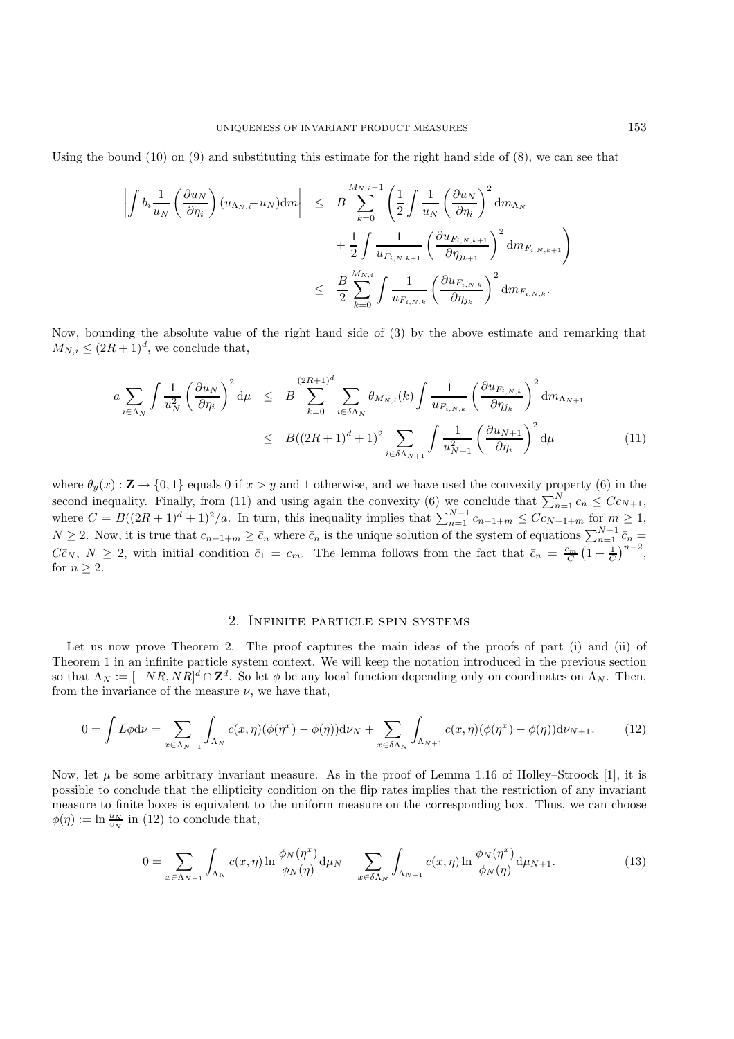Using the bound (10) on (9) and substituting this estimate for the right hand side of (8), we can see that

$$
\begin{aligned}
\left| \int b_i \frac{1}{u_N} \left( \frac{\partial u_N}{\partial \eta_i} \right) (u_{\Lambda_{N,i}} - u_N) \mathrm{d}m \right| &\leq B \sum_{k=0}^{M_{N,i}-1} \left( \frac{1}{2} \int \frac{1}{u_N} \left( \frac{\partial u_N}{\partial \eta_i} \right)^2 \mathrm{d}m_{\Lambda_N} \right. \\
&\qquad \left. + \frac{1}{2} \int \frac{1}{u_{F_{i,N,k+1}}} \left( \frac{\partial u_{F_{i,N,k+1}}}{\partial \eta_{j_{k+1}}} \right)^2 \mathrm{d}m_{F_{i,N,k+1}} \right) \\
&\leq \frac{B}{2} \sum_{k=0}^{M_{N,i}} \int \frac{1}{u_{F_{i,N,k}}} \left( \frac{\partial u_{F_{i,N,k}}}{\partial \eta_{j_k}} \right)^2 \mathrm{d}m_{F_{i,N,k}}.
\end{aligned}
$$

Now, bounding the absolute value of the right hand side of (3) by the above estimate and remarking that $M_{N,i} \leq (2R+1)^d$, we conclude that,

$$
\begin{aligned}
a \sum_{i \in \Lambda_N} \int \frac{1}{u_N^2} \left( \frac{\partial u_N}{\partial \eta_i} \right)^2 \mathrm{d}\mu &\leq B \sum_{k=0}^{(2R+1)^d} \sum_{i \in \delta\Lambda_N} \theta_{M_{N,i}}(k) \int \frac{1}{u_{F_{i,N,k}}} \left( \frac{\partial u_{F_{i,N,k}}}{\partial \eta_{j_k}} \right)^2 \mathrm{d}m_{\Lambda_{N+1}} \\
&\leq B((2R+1)^d + 1)^2 \sum_{i \in \delta\Lambda_{N+1}} \int \frac{1}{u_{N+1}^2} \left( \frac{\partial u_{N+1}}{\partial \eta_i} \right)^2 \mathrm{d}\mu \qquad (11)
\end{aligned}
$$

where $\theta_y(x) : \mathbf{Z} \to \{0,1\}$ equals 0 if $x > y$ and 1 otherwise, and we have used the convexity property (6) in the second inequality. Finally, from (11) and using again the convexity (6) we conclude that $\sum_{n=1}^{N} c_n \leq C c_{N+1}$, where $C = B((2R+1)^d+1)^2/a$. In turn, this inequality implies that $\sum_{n=1}^{N-1} c_{n-1+m} \leq C c_{N-1+m}$ for $m \geq 1$, $N \geq 2$. Now, it is true that $c_{n-1+m} \geq \bar{c}_n$ where $\bar{c}_n$ is the unique solution of the system of equations $\sum_{n=1}^{N-1} \bar{c}_n = C\bar{c}_N$, $N \geq 2$, with initial condition $\bar{c}_1 = c_m$. The lemma follows from the fact that $\bar{c}_n = \frac{c_m}{C}\left(1 + \frac{1}{C}\right)^{n-2}$, for $n \geq 2$.

## 2. Infinite particle spin systems

Let us now prove Theorem 2. The proof captures the main ideas of the proofs of part (i) and (ii) of Theorem 1 in an infinite particle system context. We will keep the notation introduced in the previous section so that $\Lambda_N := [-NR, NR]^d \cap \mathbf{Z}^d$. So let $\phi$ be any local function depending only on coordinates on $\Lambda_N$. Then, from the invariance of the measure $\nu$, we have that,

$$
0 = \int L\phi \mathrm{d}\nu = \sum_{x \in \Lambda_{N-1}} \int_{\Lambda_N} c(x,\eta)(\phi(\eta^x) - \phi(\eta)) \mathrm{d}\nu_N + \sum_{x \in \delta\Lambda_N} \int_{\Lambda_{N+1}} c(x,\eta)(\phi(\eta^x) - \phi(\eta)) \mathrm{d}\nu_{N+1}. \qquad (12)
$$

Now, let $\mu$ be some arbitrary invariant measure. As in the proof of Lemma 1.16 of Holley–Stroock [1], it is possible to conclude that the ellipticity condition on the flip rates implies that the restriction of any invariant measure to finite boxes is equivalent to the uniform measure on the corresponding box. Thus, we can choose $\phi(\eta) := \ln \frac{u_N}{v_N}$ in (12) to conclude that,

$$
0 = \sum_{x \in \Lambda_{N-1}} \int_{\Lambda_N} c(x,\eta) \ln \frac{\phi_N(\eta^x)}{\phi_N(\eta)} \mathrm{d}\mu_N + \sum_{x \in \delta\Lambda_N} \int_{\Lambda_{N+1}} c(x,\eta) \ln \frac{\phi_N(\eta^x)}{\phi_N(\eta)} \mathrm{d}\mu_{N+1}. \qquad (13)
$$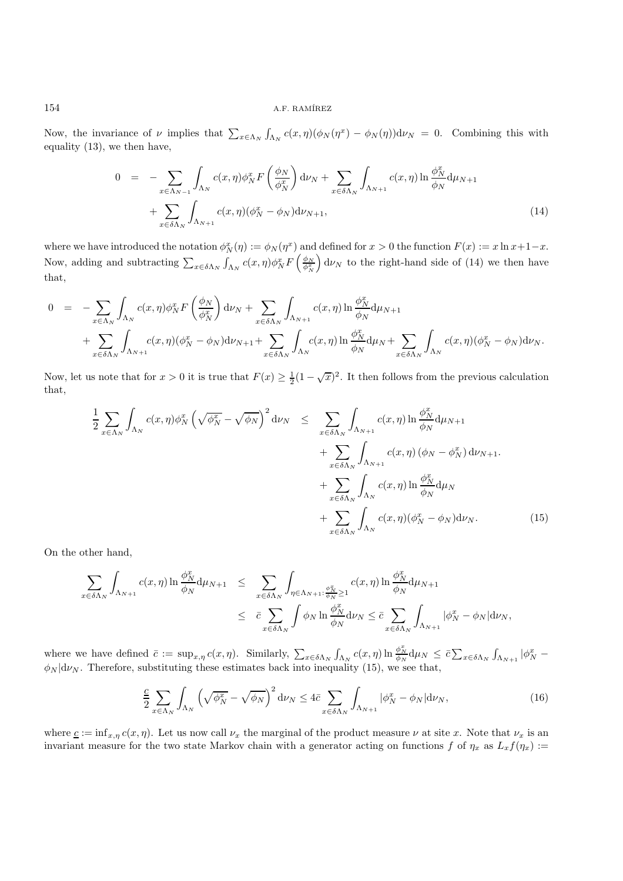Now, the invariance of $\nu$ implies that $\sum_{x\in\Lambda_N}\int_{\Lambda_N} c(x,\eta)(\phi_N(\eta^x)-\phi_N(\eta))\mathrm{d}\nu_N = 0$. Combining this with equality (13), we then have,

$$
\begin{aligned}
0 &= -\sum_{x\in\Lambda_{N-1}}\int_{\Lambda_N} c(x,\eta)\phi_N^x F\left(\frac{\phi_N}{\phi_N^x}\right)\mathrm{d}\nu_N + \sum_{x\in\delta\Lambda_N}\int_{\Lambda_{N+1}} c(x,\eta)\ln\frac{\phi_N^x}{\phi_N}\mathrm{d}\mu_{N+1} \\
&\quad + \sum_{x\in\delta\Lambda_N}\int_{\Lambda_{N+1}} c(x,\eta)(\phi_N^x-\phi_N)\mathrm{d}\nu_{N+1}, \qquad (14)
\end{aligned}
$$

where we have introduced the notation $\phi_N^x(\eta) := \phi_N(\eta^x)$ and defined for $x>0$ the function $F(x) := x\ln x + 1 - x$. Now, adding and subtracting $\sum_{x\in\delta\Lambda_N}\int_{\Lambda_N} c(x,\eta)\phi_N^x F\left(\frac{\phi_N}{\phi_N^x}\right)\mathrm{d}\nu_N$ to the right-hand side of (14) we then have that,

$$
\begin{aligned}
0 &= -\sum_{x\in\Lambda_N}\int_{\Lambda_N} c(x,\eta)\phi_N^x F\left(\frac{\phi_N}{\phi_N^x}\right)\mathrm{d}\nu_N + \sum_{x\in\delta\Lambda_N}\int_{\Lambda_{N+1}} c(x,\eta)\ln\frac{\phi_N^x}{\phi_N}\mathrm{d}\mu_{N+1} \\
&\quad + \sum_{x\in\delta\Lambda_N}\int_{\Lambda_{N+1}} c(x,\eta)(\phi_N^x-\phi_N)\mathrm{d}\nu_{N+1} + \sum_{x\in\delta\Lambda_N}\int_{\Lambda_N} c(x,\eta)\ln\frac{\phi_N^x}{\phi_N}\mathrm{d}\mu_N + \sum_{x\in\delta\Lambda_N}\int_{\Lambda_N} c(x,\eta)(\phi_N^x-\phi_N)\mathrm{d}\nu_N.
\end{aligned}
$$

Now, let us note that for $x>0$ it is true that $F(x)\geq\frac{1}{2}(1-\sqrt{x})^2$. It then follows from the previous calculation that,

$$
\begin{aligned}
\frac{1}{2}\sum_{x\in\Lambda_N}\int_{\Lambda_N} c(x,\eta)\phi_N^x\left(\sqrt{\phi_N^x}-\sqrt{\phi_N}\right)^2\mathrm{d}\nu_N &\leq \sum_{x\in\delta\Lambda_N}\int_{\Lambda_{N+1}} c(x,\eta)\ln\frac{\phi_N^x}{\phi_N}\mathrm{d}\mu_{N+1} \\
&\quad + \sum_{x\in\delta\Lambda_N}\int_{\Lambda_{N+1}} c(x,\eta)\left(\phi_N-\phi_N^x\right)\mathrm{d}\nu_{N+1}. \\
&\quad + \sum_{x\in\delta\Lambda_N}\int_{\Lambda_N} c(x,\eta)\ln\frac{\phi_N^x}{\phi_N}\mathrm{d}\mu_N \\
&\quad + \sum_{x\in\delta\Lambda_N}\int_{\Lambda_N} c(x,\eta)(\phi_N^x-\phi_N)\mathrm{d}\nu_N. \qquad (15)
\end{aligned}
$$

On the other hand,

$$
\begin{aligned}
\sum_{x\in\delta\Lambda_N}\int_{\Lambda_{N+1}} c(x,\eta)\ln\frac{\phi_N^x}{\phi_N}\mathrm{d}\mu_{N+1} &\leq \sum_{x\in\delta\Lambda_N}\int_{\eta\in\Lambda_{N+1}:\frac{\phi_N^x}{\phi_N}\geq 1} c(x,\eta)\ln\frac{\phi_N^x}{\phi_N}\mathrm{d}\mu_{N+1} \\
&\leq \bar{c}\sum_{x\in\delta\Lambda_N}\int \phi_N\ln\frac{\phi_N^x}{\phi_N}\mathrm{d}\nu_N \leq \bar{c}\sum_{x\in\delta\Lambda_N}\int_{\Lambda_{N+1}}|\phi_N^x-\phi_N|\mathrm{d}\nu_N,
\end{aligned}
$$

where we have defined $\bar{c} := \sup_{x,\eta} c(x,\eta)$. Similarly, $\sum_{x\in\delta\Lambda_N}\int_{\Lambda_N} c(x,\eta)\ln\frac{\phi_N^x}{\phi_N}\mathrm{d}\mu_N \leq \bar{c}\sum_{x\in\delta\Lambda_N}\int_{\Lambda_{N+1}}|\phi_N^x - \phi_N|\mathrm{d}\nu_N$. Therefore, substituting these estimates back into inequality (15), we see that,

$$
\frac{\underline{c}}{2}\sum_{x\in\Lambda_N}\int_{\Lambda_N}\left(\sqrt{\phi_N^x}-\sqrt{\phi_N}\right)^2\mathrm{d}\nu_N \leq 4\bar{c}\sum_{x\in\delta\Lambda_N}\int_{\Lambda_{N+1}}|\phi_N^x-\phi_N|\mathrm{d}\nu_N, \qquad (16)
$$

where $\underline{c} := \inf_{x,\eta} c(x,\eta)$. Let us now call $\nu_x$ the marginal of the product measure $\nu$ at site $x$. Note that $\nu_x$ is an invariant measure for the two state Markov chain with a generator acting on functions $f$ of $\eta_x$ as $L_x f(\eta_x) :=$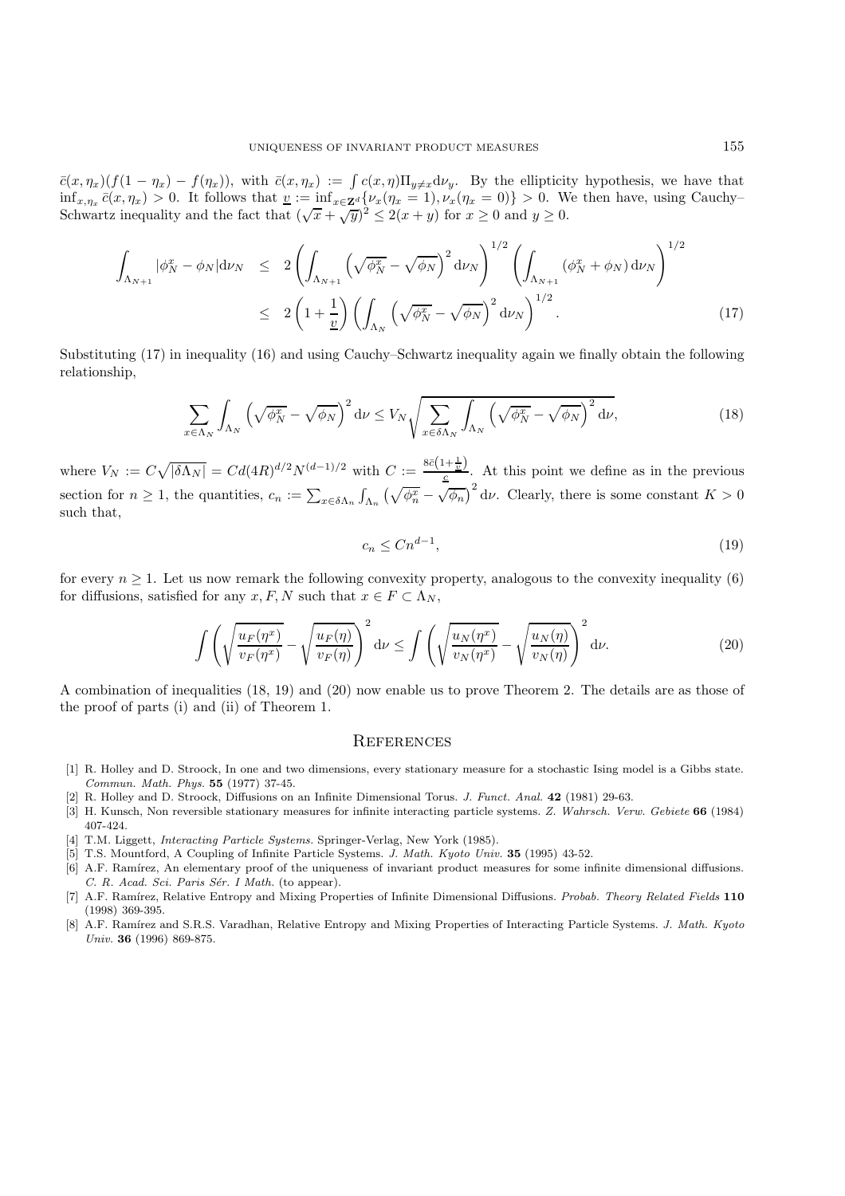$\bar{c}(x,\eta_x)(f(1-\eta_x)-f(\eta_x))$, with $\bar{c}(x,\eta_x) := \int c(x,\eta)\Pi_{y\neq x}\mathrm{d}\nu_y$. By the ellipticity hypothesis, we have that $\inf_{x,\eta_x}\bar{c}(x,\eta_x) > 0$. It follows that $\underline{v} := \inf_{x\in\mathbf{Z}^d}\{\nu_x(\eta_x = 1), \nu_x(\eta_x = 0)\} > 0$. We then have, using Cauchy–Schwartz inequality and the fact that $(\sqrt{x}+\sqrt{y})^2 \leq 2(x+y)$ for $x \geq 0$ and $y \geq 0$.

$$
\begin{aligned}
\int_{\Lambda_{N+1}} |\phi_N^x - \phi_N|\mathrm{d}\nu_N &\leq 2\left(\int_{\Lambda_{N+1}}\left(\sqrt{\phi_N^x}-\sqrt{\phi_N}\right)^2\mathrm{d}\nu_N\right)^{1/2}\left(\int_{\Lambda_{N+1}}(\phi_N^x+\phi_N)\,\mathrm{d}\nu_N\right)^{1/2}\\
&\leq 2\left(1+\frac{1}{\underline{v}}\right)\left(\int_{\Lambda_N}\left(\sqrt{\phi_N^x}-\sqrt{\phi_N}\right)^2\mathrm{d}\nu_N\right)^{1/2}. \qquad (17)
\end{aligned}
$$

Substituting (17) in inequality (16) and using Cauchy–Schwartz inequality again we finally obtain the following relationship,

$$
\sum_{x\in\Lambda_N}\int_{\Lambda_N}\left(\sqrt{\phi_N^x}-\sqrt{\phi_N}\right)^2\mathrm{d}\nu \leq V_N\sqrt{\sum_{x\in\delta\Lambda_N}\int_{\Lambda_N}\left(\sqrt{\phi_N^x}-\sqrt{\phi_N}\right)^2\mathrm{d}\nu}, \qquad (18)
$$

where $V_N := C\sqrt{|\delta\Lambda_N|} = Cd(4R)^{d/2}N^{(d-1)/2}$ with $C := \frac{8\bar{c}\left(1+\frac{1}{\underline{v}}\right)}{\underline{c}}$. At this point we define as in the previous section for $n \geq 1$, the quantities, $c_n := \sum_{x\in\delta\Lambda_n}\int_{\Lambda_n}\left(\sqrt{\phi_n^x}-\sqrt{\phi_n}\right)^2\mathrm{d}\nu$. Clearly, there is some constant $K > 0$ such that,

$$
c_n \leq Cn^{d-1}, \qquad (19)
$$

for every $n \geq 1$. Let us now remark the following convexity property, analogous to the convexity inequality (6) for diffusions, satisfied for any $x, F, N$ such that $x \in F \subset \Lambda_N$,

$$
\int\left(\sqrt{\frac{u_F(\eta^x)}{v_F(\eta^x)}}-\sqrt{\frac{u_F(\eta)}{v_F(\eta)}}\right)^2\mathrm{d}\nu \leq \int\left(\sqrt{\frac{u_N(\eta^x)}{v_N(\eta^x)}}-\sqrt{\frac{u_N(\eta)}{v_N(\eta)}}\right)^2\mathrm{d}\nu. \qquad (20)
$$

A combination of inequalities (18, 19) and (20) now enable us to prove Theorem 2. The details are as those of the proof of parts (i) and (ii) of Theorem 1.

## References

[1] R. Holley and D. Stroock, In one and two dimensions, every stationary measure for a stochastic Ising model is a Gibbs state. *Commun. Math. Phys.* **55** (1977) 37-45.

[2] R. Holley and D. Stroock, Diffusions on an Infinite Dimensional Torus. *J. Funct. Anal.* **42** (1981) 29-63.

[3] H. Kunsch, Non reversible stationary measures for infinite interacting particle systems. *Z. Wahrsch. Verw. Gebiete* **66** (1984) 407-424.

[4] T.M. Liggett, *Interacting Particle Systems.* Springer-Verlag, New York (1985).

[5] T.S. Mountford, A Coupling of Infinite Particle Systems. *J. Math. Kyoto Univ.* **35** (1995) 43-52.

[6] A.F. Ramírez, An elementary proof of the uniqueness of invariant product measures for some infinite dimensional diffusions. *C. R. Acad. Sci. Paris Sér. I Math.* (to appear).

[7] A.F. Ramírez, Relative Entropy and Mixing Properties of Infinite Dimensional Diffusions. *Probab. Theory Related Fields* **110** (1998) 369-395.

[8] A.F. Ramírez and S.R.S. Varadhan, Relative Entropy and Mixing Properties of Interacting Particle Systems. *J. Math. Kyoto Univ.* **36** (1996) 869-875.